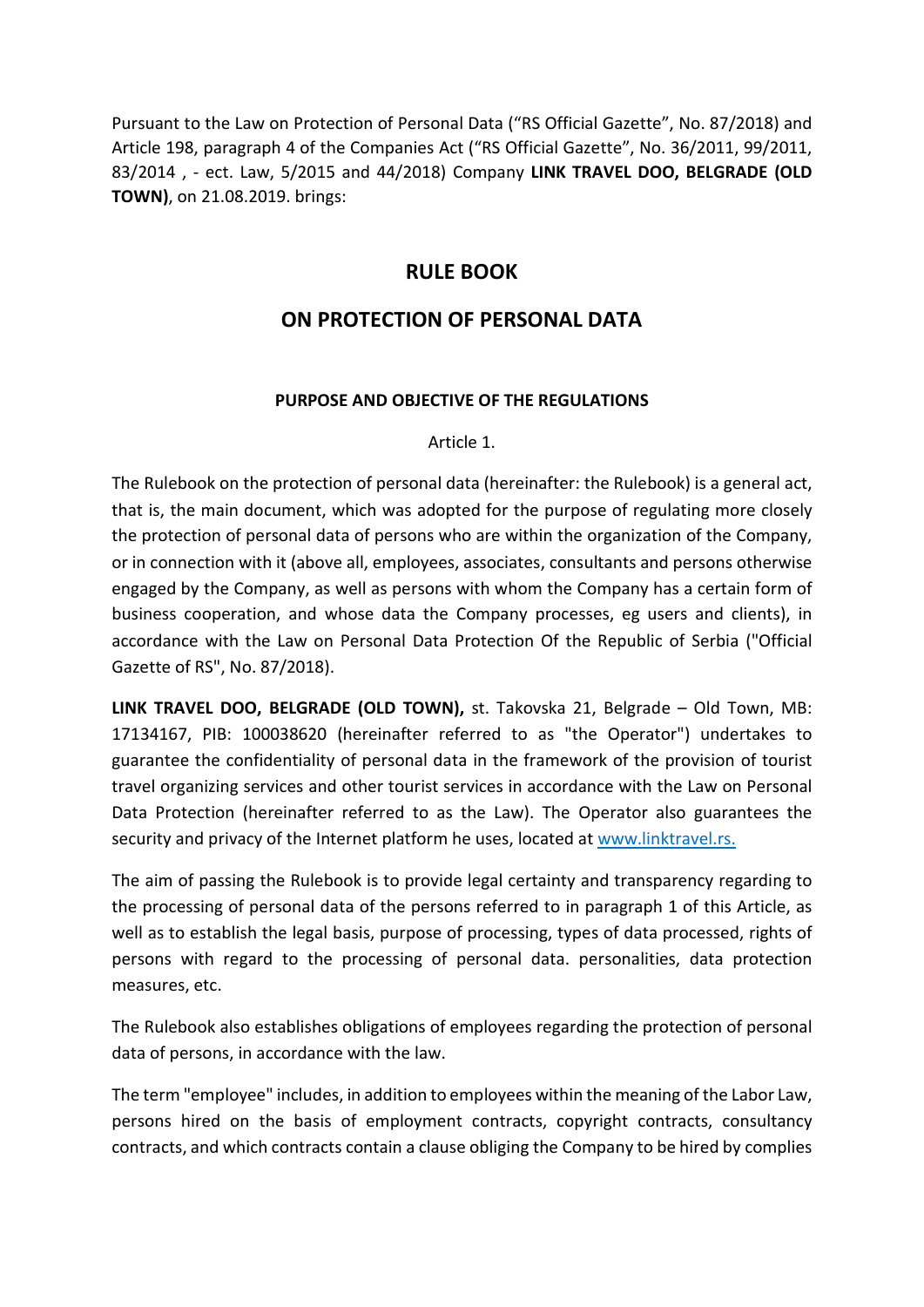Pursuant to the Law on Protection of Personal Data ("RS Official Gazette", No. 87/2018) and Article 198, paragraph 4 of the Companies Act ("RS Official Gazette", No. 36/2011, 99/2011, 83/2014 , - ect. Law, 5/2015 and 44/2018) Company **LINK TRAVEL DOO, BELGRADE (OLD TOWN)**, on 21.08.2019. brings:

# RULE BOOK

# ON PROTECTION OF PERSONAL DATA

### PURPOSE AND OBJECTIVE OF THE REGULATIONS

Article 1.

The Rulebook on the protection of personal data (hereinafter: the Rulebook) is a general act, that is, the main document, which was adopted for the purpose of regulating more closely the protection of personal data of persons who are within the organization of the Company, or in connection with it (above all, employees, associates, consultants and persons otherwise engaged by the Company, as well as persons with whom the Company has a certain form of business cooperation, and whose data the Company processes, eg users and clients), in accordance with the Law on Personal Data Protection Of the Republic of Serbia ("Official Gazette of RS", No. 87/2018).

**LINK TRAVEL DOO, BELGRADE (OLD TOWN),** st. Takovska 21, Belgrade – Old Town, MB: 17134167, PIB: 100038620 (hereinafter referred to as "the Operator") undertakes to guarantee the confidentiality of personal data in the framework of the provision of tourist travel organizing services and other tourist services in accordance with the Law on Personal Data Protection (hereinafter referred to as the Law). The Operator also guarantees the security and privacy of the Internet platform he uses, located at [www.linktravel.rs.](http://www.linktravel.rs)

The aim of passing the Rulebook is to provide legal certainty and transparency regarding to the processing of personal data of the persons referred to in paragraph 1 of this Article, as well as to establish the legal basis, purpose of processing, types of data processed, rights of persons with regard to the processing of personal data. personalities, data protection measures, etc.

The Rulebook also establishes obligations of employees regarding the protection of personal data of persons, in accordance with the law.

The term "employee" includes, in addition to employees within the meaning of the Labor Law, persons hired on the basis of employment contracts, copyright contracts, consultancy contracts, and which contracts contain a clause obliging the Company to be hired by complies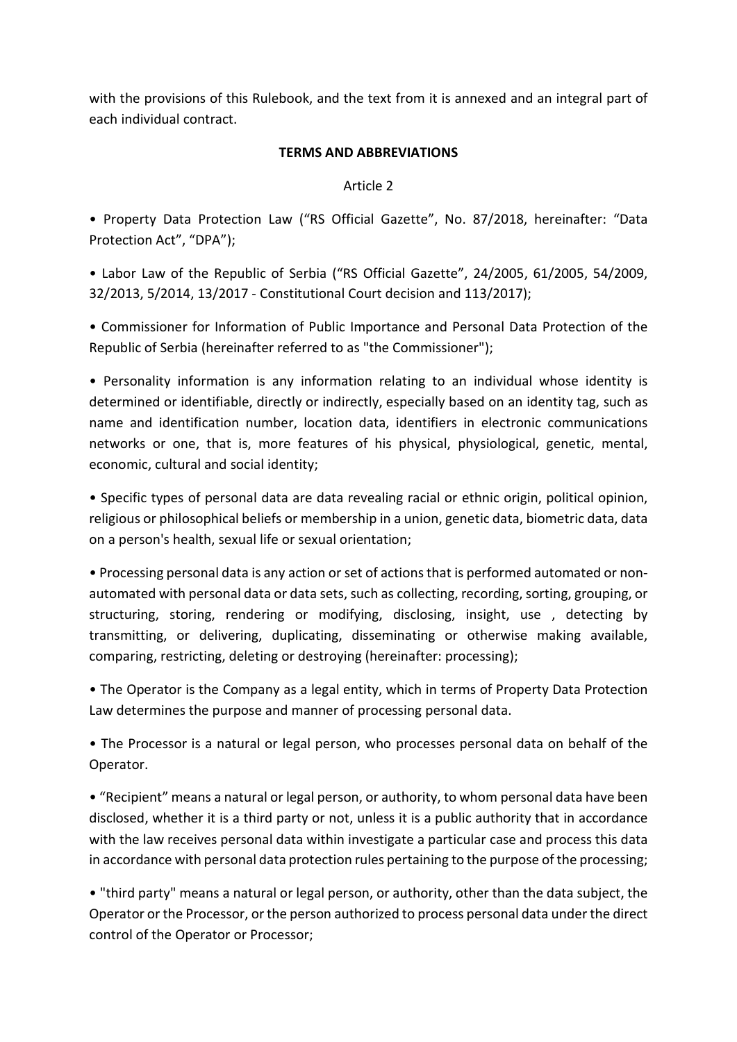with the provisions of this Rulebook, and the text from it is annexed and an integral part of each individual contract.

## TERMS AND ABBREVIATIONS

Article 2

• Property Data Protection Law ("RS Official Gazette", No. 87/2018, hereinafter: "Data Protection Act", "DPA");

• Labor Law of the Republic of Serbia ("RS Official Gazette", 24/2005, 61/2005, 54/2009, 32/2013, 5/2014, 13/2017 - Constitutional Court decision and 113/2017);

• Commissioner for Information of Public Importance and Personal Data Protection of the Republic of Serbia (hereinafter referred to as "the Commissioner");

• Personality information is any information relating to an individual whose identity is determined or identifiable, directly or indirectly, especially based on an identity tag, such as name and identification number, location data, identifiers in electronic communications networks or one, that is, more features of his physical, physiological, genetic, mental, economic, cultural and social identity;

• Specific types of personal data are data revealing racial or ethnic origin, political opinion, religious or philosophical beliefs or membership in a union, genetic data, biometric data, data on a person's health, sexual life or sexual orientation;

• Processing personal data is any action or set of actions that is performed automated or non-automated with personal data or data sets, such as collecting, recording, sorting, grouping, or structuring, storing, rendering or modifying, disclosing, insight, use , detecting by transmitting, or delivering, duplicating, disseminating or otherwise making available, comparing, restricting, deleting or destroying (hereinafter: processing);

• The Operator is the Company as a legal entity, which in terms of Property Data Protection Law determines the purpose and manner of processing personal data.

• The Processor is a natural or legal person, who processes personal data on behalf of the Operator.

• "Recipient" means a natural or legal person, or authority, to whom personal data have been disclosed, whether it is a third party or not, unless it is a public authority that in accordance with the law receives personal data within investigate a particular case and process this data in accordance with personal data protection rules pertaining to the purpose of the processing;

• "third party" means a natural or legal person, or authority, other than the data subject, the Operator or the Processor, or the person authorized to process personal data under the direct control of the Operator or Processor;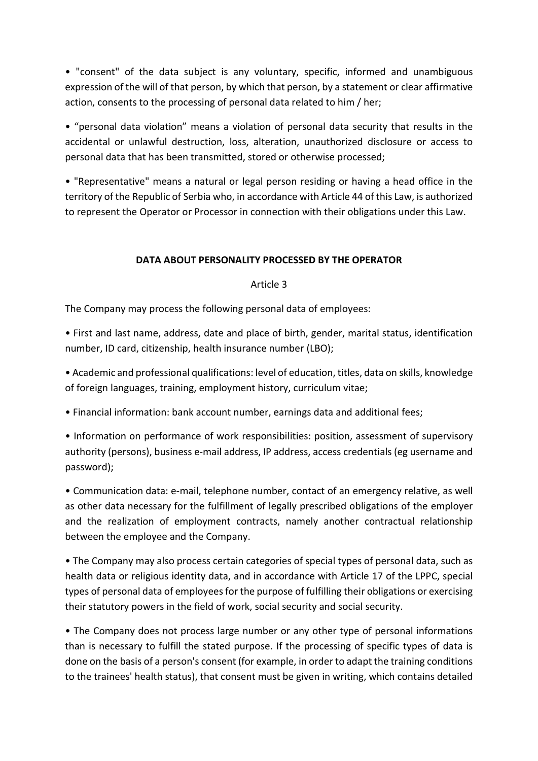• "consent" of the data subject is any voluntary, specific, informed and unambiguous expression of the will of that person, by which that person, by a statement or clear affirmative action, consents to the processing of personal data related to him / her;

• “personal data violation” means a violation of personal data security that results in the accidental or unlawful destruction, loss, alteration, unauthorized disclosure or access to personal data that has been transmitted, stored or otherwise processed;

• "Representative" means a natural or legal person residing or having a head office in the territory of the Republic of Serbia who, in accordance with Article 44 of this Law, is authorized to represent the Operator or Processor in connection with their obligations under this Law.

## DATA ABOUT PERSONALITY PROCESSED BY THE OPERATOR

Article 3

The Company may process the following personal data of employees:

• First and last name, address, date and place of birth, gender, marital status, identification number, ID card, citizenship, health insurance number (LBO);

• Academic and professional qualifications: level of education, titles, data on skills, knowledge of foreign languages, training, employment history, curriculum vitae;

• Financial information: bank account number, earnings data and additional fees;

• Information on performance of work responsibilities: position, assessment of supervisory authority (persons), business e-mail address, IP address, access credentials (eg username and password);

• Communication data: e-mail, telephone number, contact of an emergency relative, as well as other data necessary for the fulfillment of legally prescribed obligations of the employer and the realization of employment contracts, namely another contractual relationship between the employee and the Company.

• The Company may also process certain categories of special types of personal data, such as health data or religious identity data, and in accordance with Article 17 of the LPPC, special types of personal data of employees for the purpose of fulfilling their obligations or exercising their statutory powers in the field of work, social security and social security.

• The Company does not process large number or any other type of personal informations than is necessary to fulfill the stated purpose. If the processing of specific types of data is done on the basis of a person's consent (for example, in order to adapt the training conditions to the trainees' health status), that consent must be given in writing, which contains detailed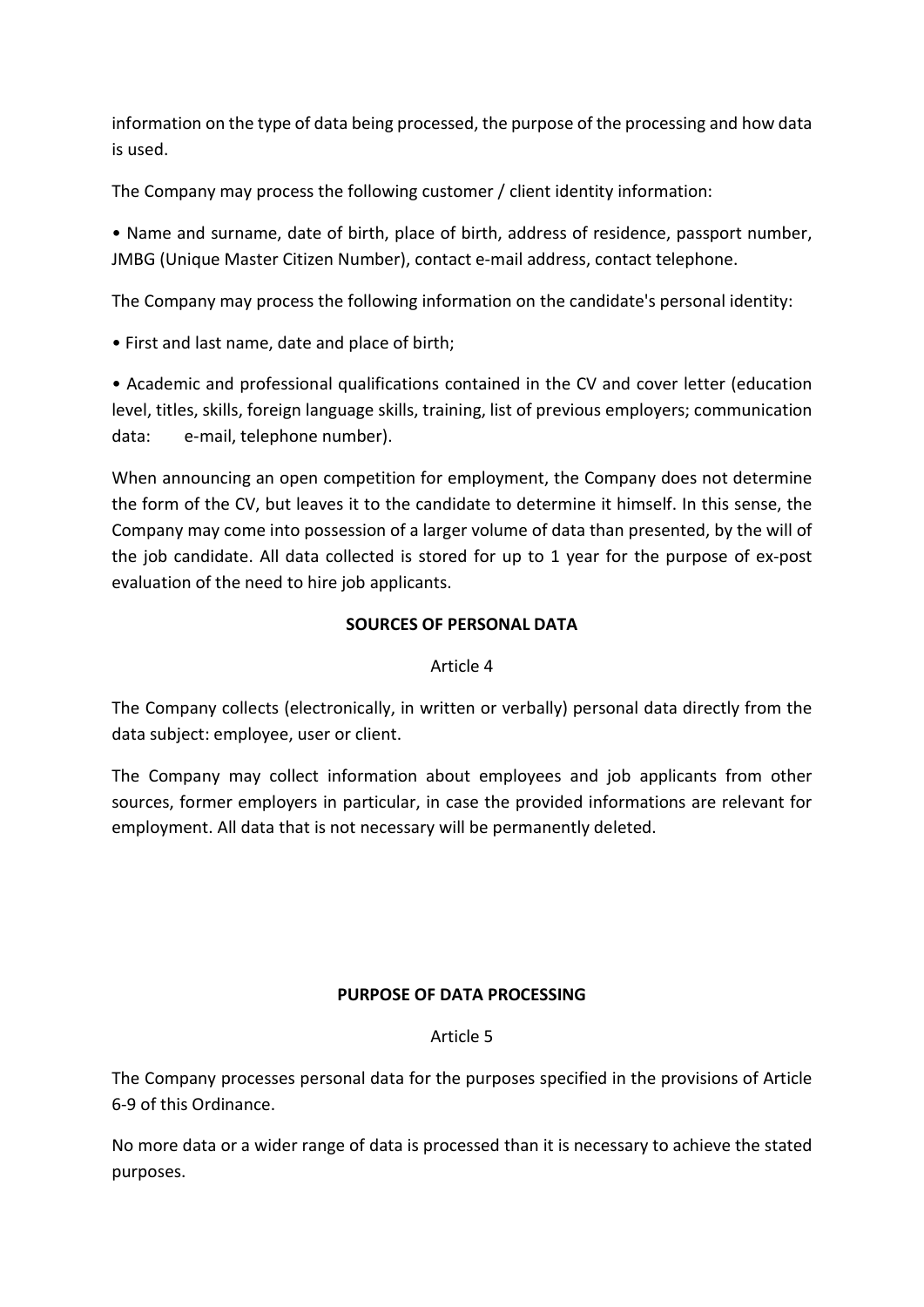information on the type of data being processed, the purpose of the processing and how data is used.

The Company may process the following customer / client identity information:

• Name and surname, date of birth, place of birth, address of residence, passport number, JMBG (Unique Master Citizen Number), contact e-mail address, contact telephone.

The Company may process the following information on the candidate's personal identity:

• First and last name, date and place of birth;

• Academic and professional qualifications contained in the CV and cover letter (education level, titles, skills, foreign language skills, training, list of previous employers; communication data: e-mail, telephone number).

When announcing an open competition for employment, the Company does not determine the form of the CV, but leaves it to the candidate to determine it himself. In this sense, the Company may come into possession of a larger volume of data than presented, by the will of the job candidate. All data collected is stored for up to 1 year for the purpose of ex-post evaluation of the need to hire job applicants.

**SOURCES OF PERSONAL DATA**

Article 4

The Company collects (electronically, in written or verbally) personal data directly from the data subject: employee, user or client.

The Company may collect information about employees and job applicants from other sources, former employers in particular, in case the provided informations are relevant for employment. All data that is not necessary will be permanently deleted.

**PURPOSE OF DATA PROCESSING**

Article 5

The Company processes personal data for the purposes specified in the provisions of Article 6-9 of this Ordinance.

No more data or a wider range of data is processed than it is necessary to achieve the stated purposes.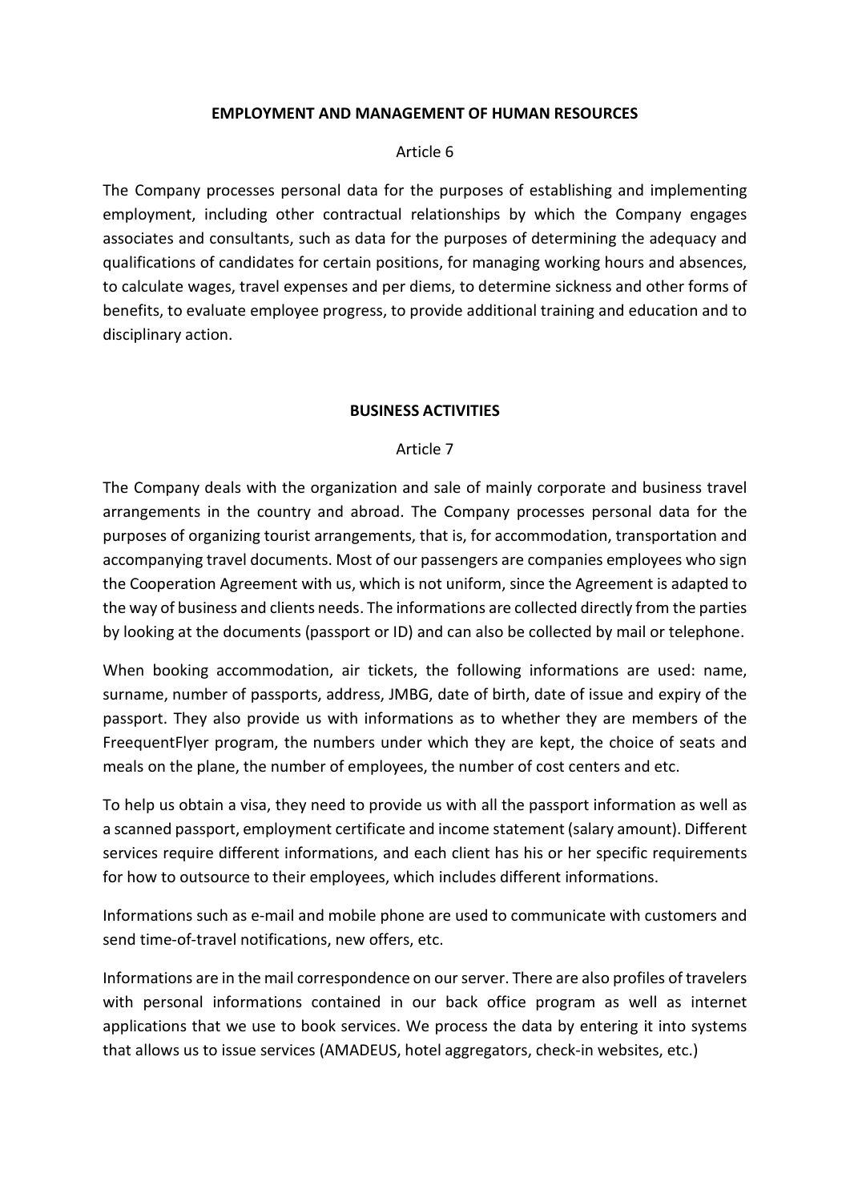## EMPLOYMENT AND MANAGEMENT OF HUMAN RESOURCES

Article 6

The Company processes personal data for the purposes of establishing and implementing employment, including other contractual relationships by which the Company engages associates and consultants, such as data for the purposes of determining the adequacy and qualifications of candidates for certain positions, for managing working hours and absences, to calculate wages, travel expenses and per diems, to determine sickness and other forms of benefits, to evaluate employee progress, to provide additional training and education and to disciplinary action.

## BUSINESS ACTIVITIES

Article 7

The Company deals with the organization and sale of mainly corporate and business travel arrangements in the country and abroad. The Company processes personal data for the purposes of organizing tourist arrangements, that is, for accommodation, transportation and accompanying travel documents. Most of our passengers are companies employees who sign the Cooperation Agreement with us, which is not uniform, since the Agreement is adapted to the way of business and clients needs. The informations are collected directly from the parties by looking at the documents (passport or ID) and can also be collected by mail or telephone.

When booking accommodation, air tickets, the following informations are used: name, surname, number of passports, address, JMBG, date of birth, date of issue and expiry of the passport. They also provide us with informations as to whether they are members of the FreequentFlyer program, the numbers under which they are kept, the choice of seats and meals on the plane, the number of employees, the number of cost centers and etc.

To help us obtain a visa, they need to provide us with all the passport information as well as a scanned passport, employment certificate and income statement (salary amount). Different services require different informations, and each client has his or her specific requirements for how to outsource to their employees, which includes different informations.

Informations such as e-mail and mobile phone are used to communicate with customers and send time-of-travel notifications, new offers, etc.

Informations are in the mail correspondence on our server. There are also profiles of travelers with personal informations contained in our back office program as well as internet applications that we use to book services. We process the data by entering it into systems that allows us to issue services (AMADEUS, hotel aggregators, check-in websites, etc.)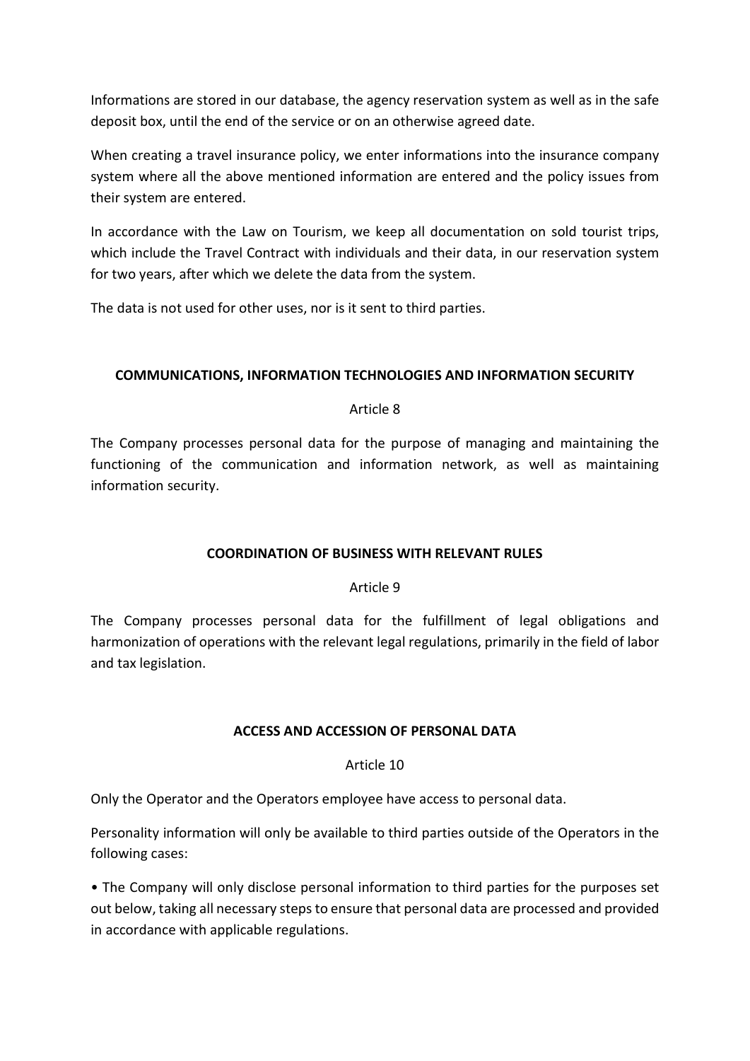Informations are stored in our database, the agency reservation system as well as in the safe deposit box, until the end of the service or on an otherwise agreed date.

When creating a travel insurance policy, we enter informations into the insurance company system where all the above mentioned information are entered and the policy issues from their system are entered.

In accordance with the Law on Tourism, we keep all documentation on sold tourist trips, which include the Travel Contract with individuals and their data, in our reservation system for two years, after which we delete the data from the system.

The data is not used for other uses, nor is it sent to third parties.

## COMMUNICATIONS, INFORMATION TECHNOLOGIES AND INFORMATION SECURITY

Article 8

The Company processes personal data for the purpose of managing and maintaining the functioning of the communication and information network, as well as maintaining information security.

## COORDINATION OF BUSINESS WITH RELEVANT RULES

Article 9

The Company processes personal data for the fulfillment of legal obligations and harmonization of operations with the relevant legal regulations, primarily in the field of labor and tax legislation.

## ACCESS AND ACCESSION OF PERSONAL DATA

Article 10

Only the Operator and the Operators employee have access to personal data.

Personality information will only be available to third parties outside of the Operators in the following cases:

- The Company will only disclose personal information to third parties for the purposes set out below, taking all necessary steps to ensure that personal data are processed and provided in accordance with applicable regulations.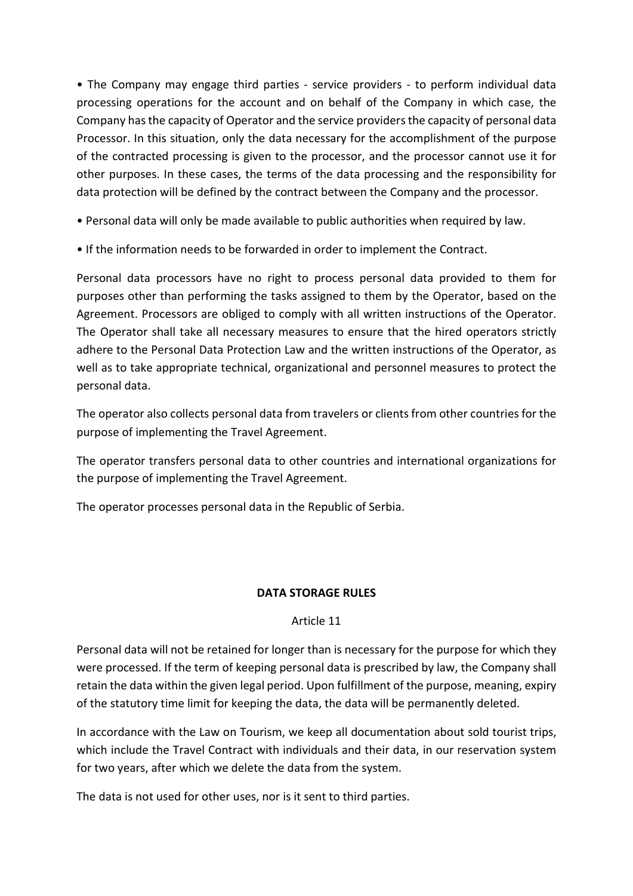- The Company may engage third parties - service providers - to perform individual data processing operations for the account and on behalf of the Company in which case, the Company has the capacity of Operator and the service providers the capacity of personal data Processor. In this situation, only the data necessary for the accomplishment of the purpose of the contracted processing is given to the processor, and the processor cannot use it for other purposes. In these cases, the terms of the data processing and the responsibility for data protection will be defined by the contract between the Company and the processor.
- Personal data will only be made available to public authorities when required by law.
- If the information needs to be forwarded in order to implement the Contract.

Personal data processors have no right to process personal data provided to them for purposes other than performing the tasks assigned to them by the Operator, based on the Agreement. Processors are obliged to comply with all written instructions of the Operator. The Operator shall take all necessary measures to ensure that the hired operators strictly adhere to the Personal Data Protection Law and the written instructions of the Operator, as well as to take appropriate technical, organizational and personnel measures to protect the personal data.

The operator also collects personal data from travelers or clients from other countries for the purpose of implementing the Travel Agreement.

The operator transfers personal data to other countries and international organizations for the purpose of implementing the Travel Agreement.

The operator processes personal data in the Republic of Serbia.

## DATA STORAGE RULES

Article 11

Personal data will not be retained for longer than is necessary for the purpose for which they were processed. If the term of keeping personal data is prescribed by law, the Company shall retain the data within the given legal period. Upon fulfillment of the purpose, meaning, expiry of the statutory time limit for keeping the data, the data will be permanently deleted.

In accordance with the Law on Tourism, we keep all documentation about sold tourist trips, which include the Travel Contract with individuals and their data, in our reservation system for two years, after which we delete the data from the system.

The data is not used for other uses, nor is it sent to third parties.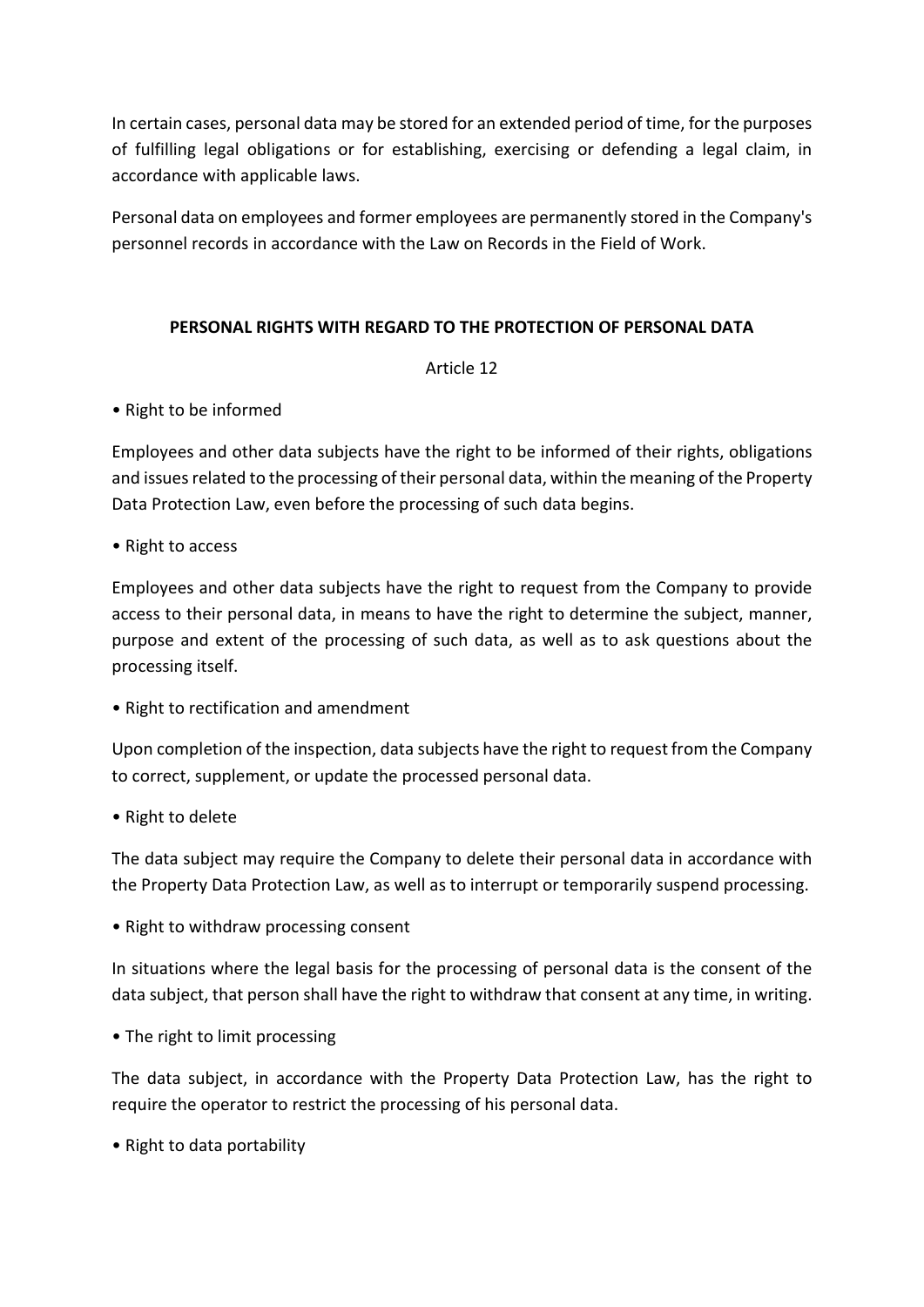In certain cases, personal data may be stored for an extended period of time, for the purposes of fulfilling legal obligations or for establishing, exercising or defending a legal claim, in accordance with applicable laws.

Personal data on employees and former employees are permanently stored in the Company's personnel records in accordance with the Law on Records in the Field of Work.

## PERSONAL RIGHTS WITH REGARD TO THE PROTECTION OF PERSONAL DATA

Article 12

• Right to be informed

Employees and other data subjects have the right to be informed of their rights, obligations and issues related to the processing of their personal data, within the meaning of the Property Data Protection Law, even before the processing of such data begins.

• Right to access

Employees and other data subjects have the right to request from the Company to provide access to their personal data, in means to have the right to determine the subject, manner, purpose and extent of the processing of such data, as well as to ask questions about the processing itself.

• Right to rectification and amendment

Upon completion of the inspection, data subjects have the right to request from the Company to correct, supplement, or update the processed personal data.

• Right to delete

The data subject may require the Company to delete their personal data in accordance with the Property Data Protection Law, as well as to interrupt or temporarily suspend processing.

• Right to withdraw processing consent

In situations where the legal basis for the processing of personal data is the consent of the data subject, that person shall have the right to withdraw that consent at any time, in writing.

• The right to limit processing

The data subject, in accordance with the Property Data Protection Law, has the right to require the operator to restrict the processing of his personal data.

• Right to data portability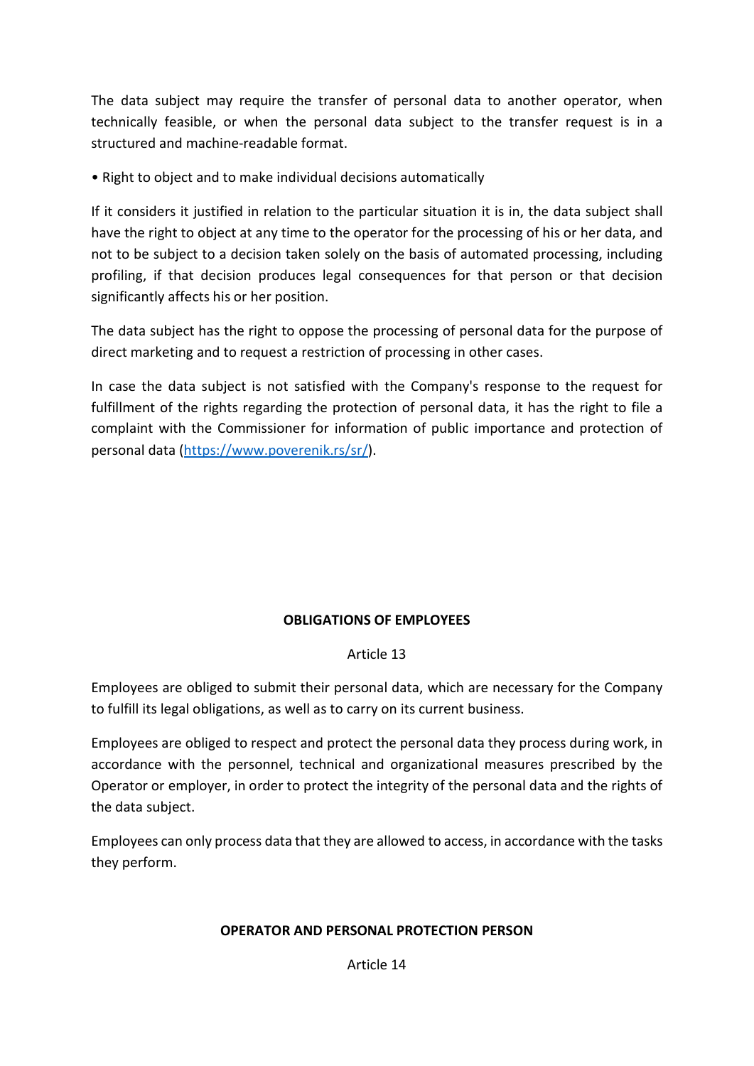The data subject may require the transfer of personal data to another operator, when technically feasible, or when the personal data subject to the transfer request is in a structured and machine-readable format.

• Right to object and to make individual decisions automatically

If it considers it justified in relation to the particular situation it is in, the data subject shall have the right to object at any time to the operator for the processing of his or her data, and not to be subject to a decision taken solely on the basis of automated processing, including profiling, if that decision produces legal consequences for that person or that decision significantly affects his or her position.

The data subject has the right to oppose the processing of personal data for the purpose of direct marketing and to request a restriction of processing in other cases.

In case the data subject is not satisfied with the Company's response to the request for fulfillment of the rights regarding the protection of personal data, it has the right to file a complaint with the Commissioner for information of public importance and protection of personal data (https://www.poverenik.rs/sr/).

**OBLIGATIONS OF EMPLOYEES**

Article 13

Employees are obliged to submit their personal data, which are necessary for the Company to fulfill its legal obligations, as well as to carry on its current business.

Employees are obliged to respect and protect the personal data they process during work, in accordance with the personnel, technical and organizational measures prescribed by the Operator or employer, in order to protect the integrity of the personal data and the rights of the data subject.

Employees can only process data that they are allowed to access, in accordance with the tasks they perform.

**OPERATOR AND PERSONAL PROTECTION PERSON**

Article 14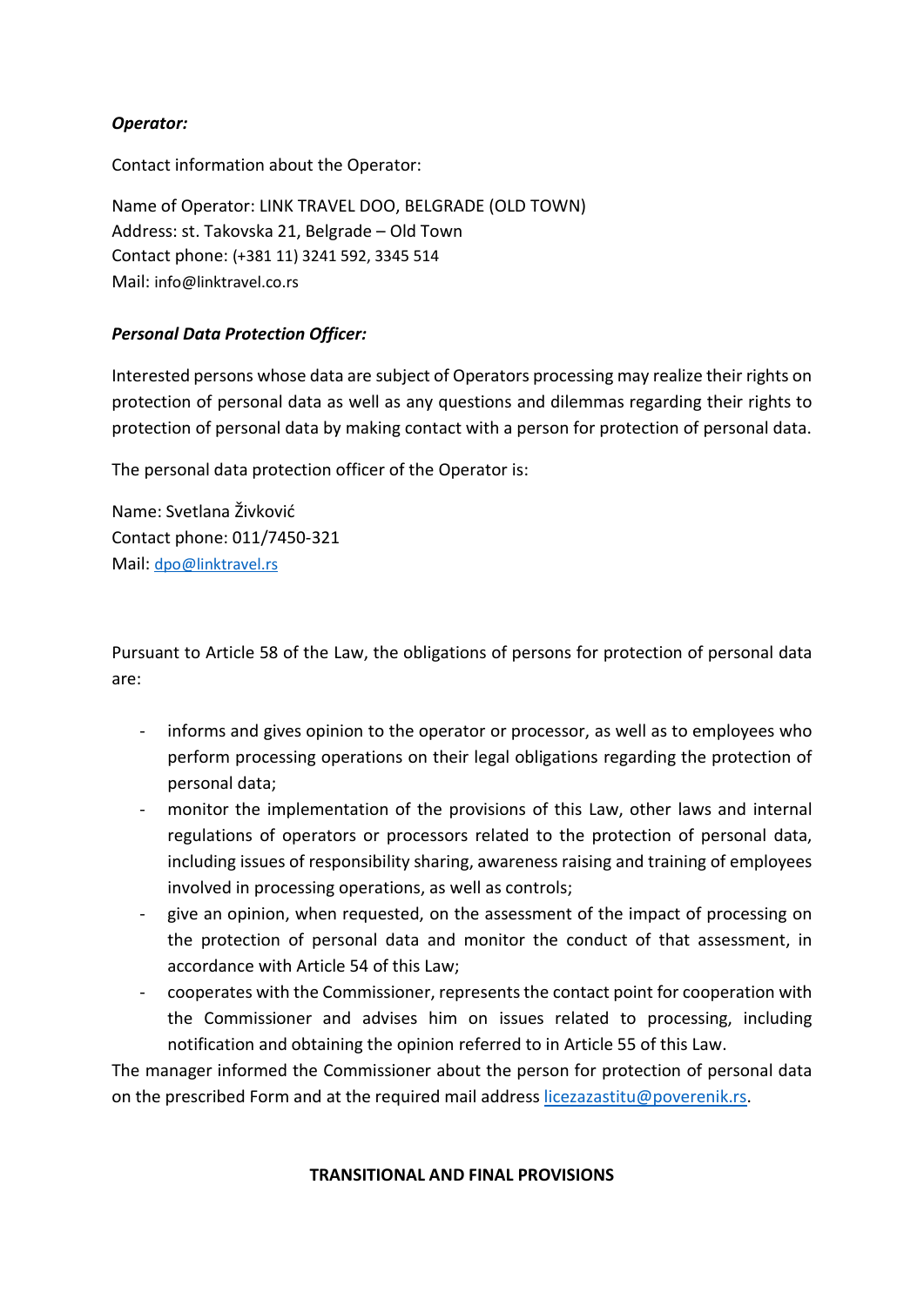***Operator:***

Contact information about the Operator:

Name of Operator: LINK TRAVEL DOO, BELGRADE (OLD TOWN)
Address: st. Takovska 21, Belgrade – Old Town
Contact phone: (+381 11) 3241 592, 3345 514
Mail: info@linktravel.co.rs

***Personal Data Protection Officer:***

Interested persons whose data are subject of Operators processing may realize their rights on protection of personal data as well as any questions and dilemmas regarding their rights to protection of personal data by making contact with a person for protection of personal data.

The personal data protection officer of the Operator is:

Name: Svetlana Živković
Contact phone: 011/7450-321
Mail: dpo@linktravel.rs

Pursuant to Article 58 of the Law, the obligations of persons for protection of personal data are:

- informs and gives opinion to the operator or processor, as well as to employees who perform processing operations on their legal obligations regarding the protection of personal data;
- monitor the implementation of the provisions of this Law, other laws and internal regulations of operators or processors related to the protection of personal data, including issues of responsibility sharing, awareness raising and training of employees involved in processing operations, as well as controls;
- give an opinion, when requested, on the assessment of the impact of processing on the protection of personal data and monitor the conduct of that assessment, in accordance with Article 54 of this Law;
- cooperates with the Commissioner, represents the contact point for cooperation with the Commissioner and advises him on issues related to processing, including notification and obtaining the opinion referred to in Article 55 of this Law.

The manager informed the Commissioner about the person for protection of personal data on the prescribed Form and at the required mail address licezazastitu@poverenik.rs.

**TRANSITIONAL AND FINAL PROVISIONS**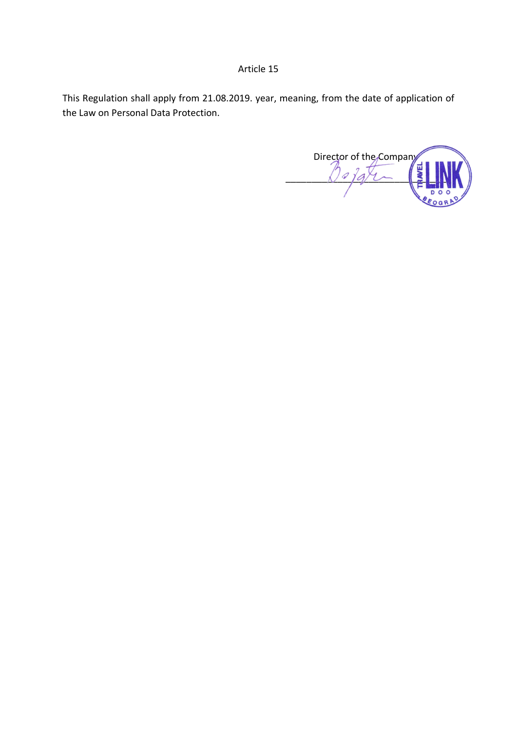Article 15

This Regulation shall apply from 21.08.2019. year, meaning, from the date of application of the Law on Personal Data Protection.

Director of the Company

______________________